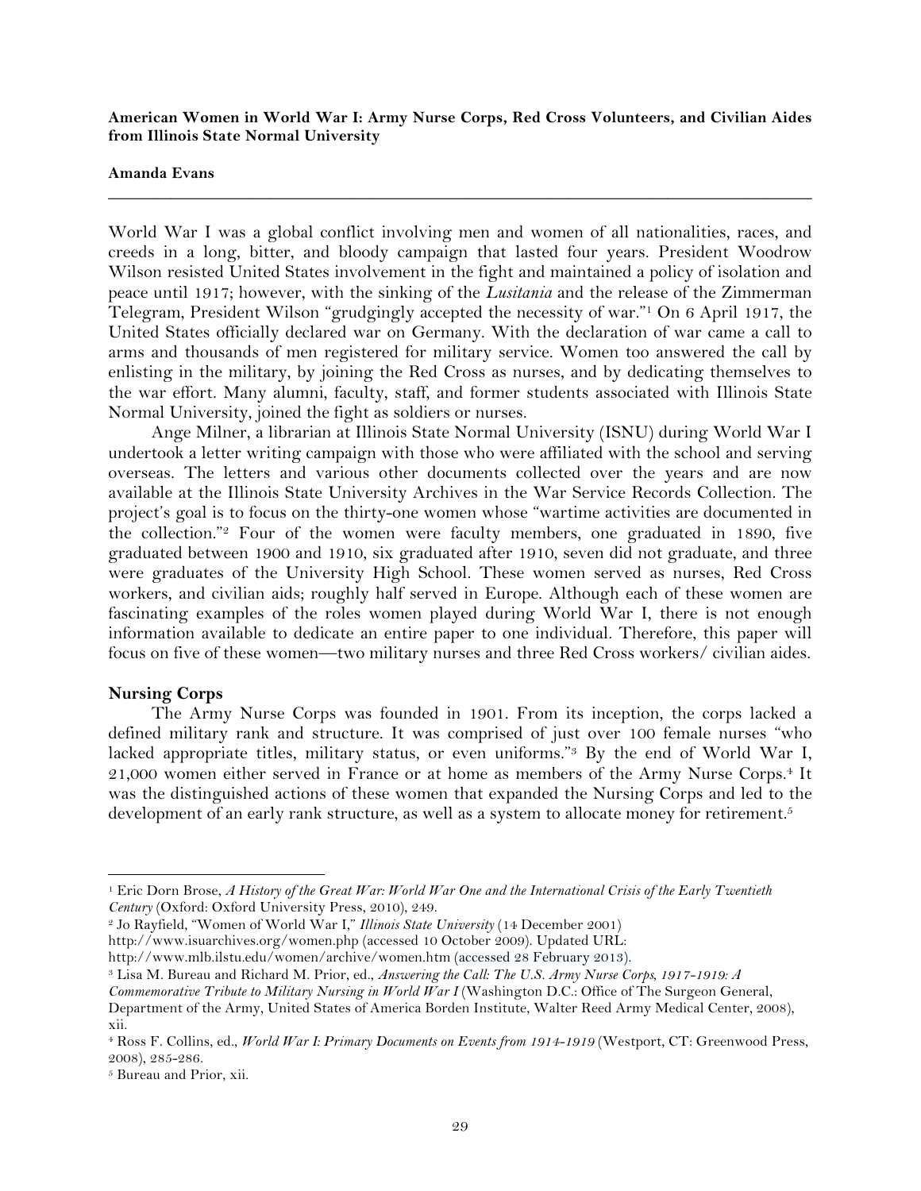**American Women in World War I: Army Nurse Corps, Red Cross Volunteers, and Civilian Aides from Illinois State Normal University**

**Amanda Evans**

---

World War I was a global conflict involving men and women of all nationalities, races, and creeds in a long, bitter, and bloody campaign that lasted four years. President Woodrow Wilson resisted United States involvement in the fight and maintained a policy of isolation and peace until 1917; however, with the sinking of the *Lusitania* and the release of the Zimmerman Telegram, President Wilson "grudgingly accepted the necessity of war."[1] On 6 April 1917, the United States officially declared war on Germany. With the declaration of war came a call to arms and thousands of men registered for military service. Women too answered the call by enlisting in the military, by joining the Red Cross as nurses, and by dedicating themselves to the war effort. Many alumni, faculty, staff, and former students associated with Illinois State Normal University, joined the fight as soldiers or nurses.

Ange Milner, a librarian at Illinois State Normal University (ISNU) during World War I undertook a letter writing campaign with those who were affiliated with the school and serving overseas. The letters and various other documents collected over the years and are now available at the Illinois State University Archives in the War Service Records Collection. The project's goal is to focus on the thirty-one women whose "wartime activities are documented in the collection."[2] Four of the women were faculty members, one graduated in 1890, five graduated between 1900 and 1910, six graduated after 1910, seven did not graduate, and three were graduates of the University High School. These women served as nurses, Red Cross workers, and civilian aids; roughly half served in Europe. Although each of these women are fascinating examples of the roles women played during World War I, there is not enough information available to dedicate an entire paper to one individual. Therefore, this paper will focus on five of these women—two military nurses and three Red Cross workers/ civilian aides.

**Nursing Corps**

The Army Nurse Corps was founded in 1901. From its inception, the corps lacked a defined military rank and structure. It was comprised of just over 100 female nurses "who lacked appropriate titles, military status, or even uniforms."[3] By the end of World War I, 21,000 women either served in France or at home as members of the Army Nurse Corps.[4] It was the distinguished actions of these women that expanded the Nursing Corps and led to the development of an early rank structure, as well as a system to allocate money for retirement.[5]

---

[1] Eric Dorn Brose, *A History of the Great War: World War One and the International Crisis of the Early Twentieth Century* (Oxford: Oxford University Press, 2010), 249.

[2] Jo Rayfield, "Women of World War I," *Illinois State University* (14 December 2001) http://www.isuarchives.org/women.php (accessed 10 October 2009). Updated URL: http://www.mlb.ilstu.edu/women/archive/women.htm (accessed 28 February 2013).

[3] Lisa M. Bureau and Richard M. Prior, ed., *Answering the Call: The U.S. Army Nurse Corps, 1917-1919: A Commemorative Tribute to Military Nursing in World War I* (Washington D.C.: Office of The Surgeon General, Department of the Army, United States of America Borden Institute, Walter Reed Army Medical Center, 2008), xii.

[4] Ross F. Collins, ed., *World War I: Primary Documents on Events from 1914-1919* (Westport, CT: Greenwood Press, 2008), 285-286.

[5] Bureau and Prior, xii.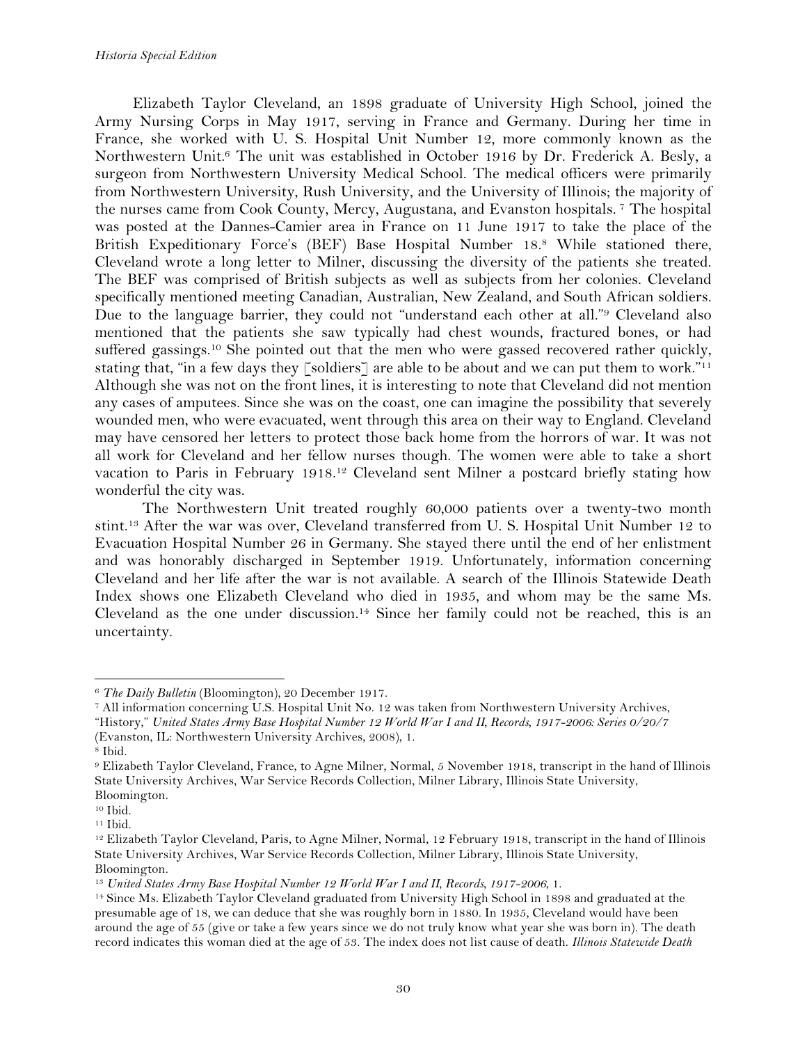Elizabeth Taylor Cleveland, an 1898 graduate of University High School, joined the Army Nursing Corps in May 1917, serving in France and Germany. During her time in France, she worked with U. S. Hospital Unit Number 12, more commonly known as the Northwestern Unit.[6] The unit was established in October 1916 by Dr. Frederick A. Besly, a surgeon from Northwestern University Medical School. The medical officers were primarily from Northwestern University, Rush University, and the University of Illinois; the majority of the nurses came from Cook County, Mercy, Augustana, and Evanston hospitals.[7] The hospital was posted at the Dannes-Camier area in France on 11 June 1917 to take the place of the British Expeditionary Force's (BEF) Base Hospital Number 18.[8] While stationed there, Cleveland wrote a long letter to Milner, discussing the diversity of the patients she treated. The BEF was comprised of British subjects as well as subjects from her colonies. Cleveland specifically mentioned meeting Canadian, Australian, New Zealand, and South African soldiers. Due to the language barrier, they could not "understand each other at all."[9] Cleveland also mentioned that the patients she saw typically had chest wounds, fractured bones, or had suffered gassings.[10] She pointed out that the men who were gassed recovered rather quickly, stating that, "in a few days they [soldiers] are able to be about and we can put them to work."[11] Although she was not on the front lines, it is interesting to note that Cleveland did not mention any cases of amputees. Since she was on the coast, one can imagine the possibility that severely wounded men, who were evacuated, went through this area on their way to England. Cleveland may have censored her letters to protect those back home from the horrors of war. It was not all work for Cleveland and her fellow nurses though. The women were able to take a short vacation to Paris in February 1918.[12] Cleveland sent Milner a postcard briefly stating how wonderful the city was.

The Northwestern Unit treated roughly 60,000 patients over a twenty-two month stint.[13] After the war was over, Cleveland transferred from U. S. Hospital Unit Number 12 to Evacuation Hospital Number 26 in Germany. She stayed there until the end of her enlistment and was honorably discharged in September 1919. Unfortunately, information concerning Cleveland and her life after the war is not available. A search of the Illinois Statewide Death Index shows one Elizabeth Cleveland who died in 1935, and whom may be the same Ms. Cleveland as the one under discussion.[14] Since her family could not be reached, this is an uncertainty.

---

[6] *The Daily Bulletin* (Bloomington), 20 December 1917.

[7] All information concerning U.S. Hospital Unit No. 12 was taken from Northwestern University Archives, "History," *United States Army Base Hospital Number 12 World War I and II, Records, 1917-2006: Series 0/20/7* (Evanston, IL: Northwestern University Archives, 2008), 1.

[8] Ibid.

[9] Elizabeth Taylor Cleveland, France, to Agne Milner, Normal, 5 November 1918, transcript in the hand of Illinois State University Archives, War Service Records Collection, Milner Library, Illinois State University, Bloomington.

[10] Ibid.

[11] Ibid.

[12] Elizabeth Taylor Cleveland, Paris, to Agne Milner, Normal, 12 February 1918, transcript in the hand of Illinois State University Archives, War Service Records Collection, Milner Library, Illinois State University, Bloomington.

[13] *United States Army Base Hospital Number 12 World War I and II, Records, 1917-2006*, 1.

[14] Since Ms. Elizabeth Taylor Cleveland graduated from University High School in 1898 and graduated at the presumable age of 18, we can deduce that she was roughly born in 1880. In 1935, Cleveland would have been around the age of 55 (give or take a few years since we do not truly know what year she was born in). The death record indicates this woman died at the age of 53. The index does not list cause of death. *Illinois Statewide Death*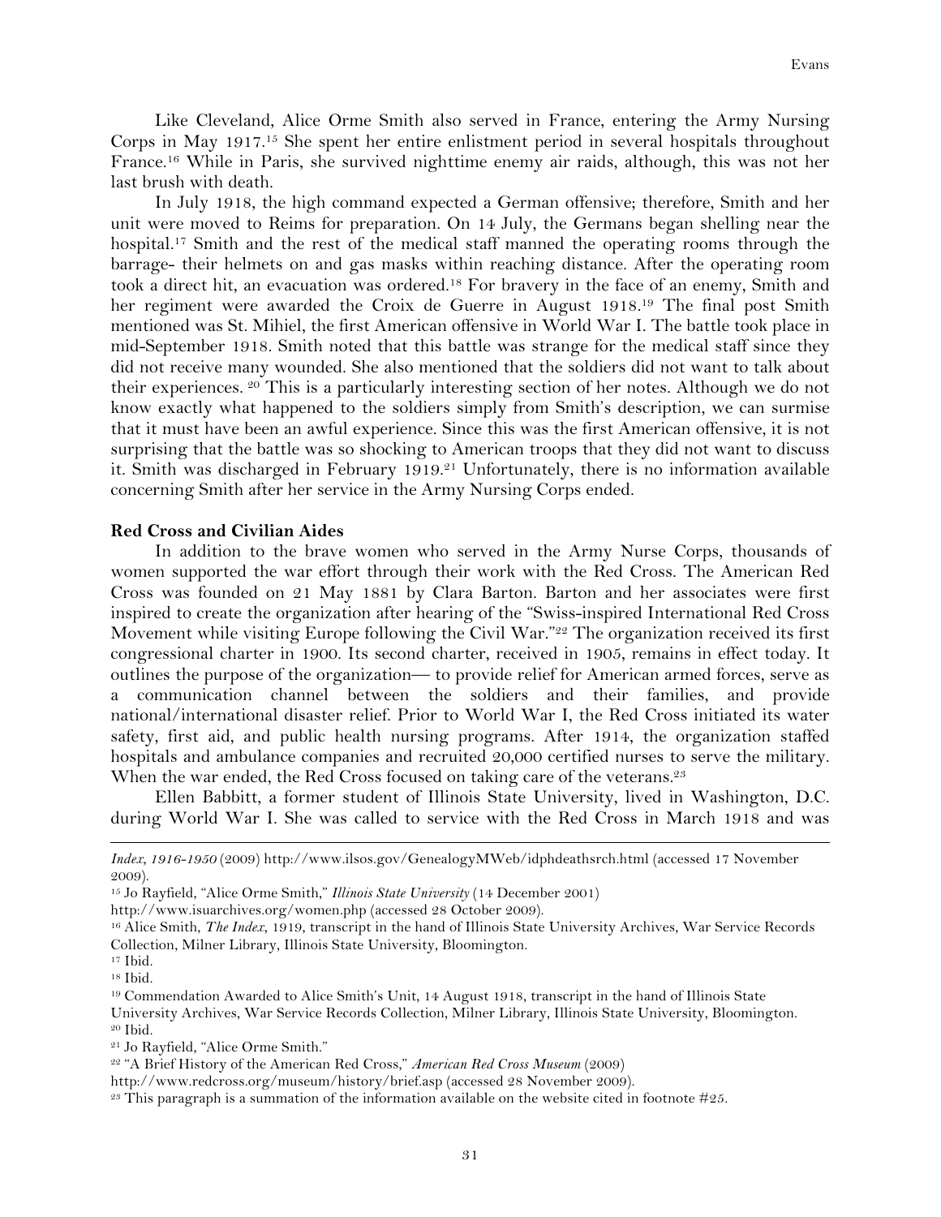Like Cleveland, Alice Orme Smith also served in France, entering the Army Nursing Corps in May 1917.[15] She spent her entire enlistment period in several hospitals throughout France.[16] While in Paris, she survived nighttime enemy air raids, although, this was not her last brush with death.

In July 1918, the high command expected a German offensive; therefore, Smith and her unit were moved to Reims for preparation. On 14 July, the Germans began shelling near the hospital.[17] Smith and the rest of the medical staff manned the operating rooms through the barrage- their helmets on and gas masks within reaching distance. After the operating room took a direct hit, an evacuation was ordered.[18] For bravery in the face of an enemy, Smith and her regiment were awarded the Croix de Guerre in August 1918.[19] The final post Smith mentioned was St. Mihiel, the first American offensive in World War I. The battle took place in mid-September 1918. Smith noted that this battle was strange for the medical staff since they did not receive many wounded. She also mentioned that the soldiers did not want to talk about their experiences.[20] This is a particularly interesting section of her notes. Although we do not know exactly what happened to the soldiers simply from Smith's description, we can surmise that it must have been an awful experience. Since this was the first American offensive, it is not surprising that the battle was so shocking to American troops that they did not want to discuss it. Smith was discharged in February 1919.[21] Unfortunately, there is no information available concerning Smith after her service in the Army Nursing Corps ended.

**Red Cross and Civilian Aides**

In addition to the brave women who served in the Army Nurse Corps, thousands of women supported the war effort through their work with the Red Cross. The American Red Cross was founded on 21 May 1881 by Clara Barton. Barton and her associates were first inspired to create the organization after hearing of the "Swiss-inspired International Red Cross Movement while visiting Europe following the Civil War."[22] The organization received its first congressional charter in 1900. Its second charter, received in 1905, remains in effect today. It outlines the purpose of the organization— to provide relief for American armed forces, serve as a communication channel between the soldiers and their families, and provide national/international disaster relief. Prior to World War I, the Red Cross initiated its water safety, first aid, and public health nursing programs. After 1914, the organization staffed hospitals and ambulance companies and recruited 20,000 certified nurses to serve the military. When the war ended, the Red Cross focused on taking care of the veterans.[23]

Ellen Babbitt, a former student of Illinois State University, lived in Washington, D.C. during World War I. She was called to service with the Red Cross in March 1918 and was

---

*Index, 1916-1950* (2009) http://www.ilsos.gov/GenealogyMWeb/idphdeathsrch.html (accessed 17 November 2009).

[15] Jo Rayfield, "Alice Orme Smith," *Illinois State University* (14 December 2001) http://www.isuarchives.org/women.php (accessed 28 October 2009).

[16] Alice Smith, *The Index*, 1919, transcript in the hand of Illinois State University Archives, War Service Records Collection, Milner Library, Illinois State University, Bloomington.

[17] Ibid.

[18] Ibid.

[19] Commendation Awarded to Alice Smith's Unit, 14 August 1918, transcript in the hand of Illinois State University Archives, War Service Records Collection, Milner Library, Illinois State University, Bloomington.

[20] Ibid.

[21] Jo Rayfield, "Alice Orme Smith."

[22] "A Brief History of the American Red Cross," *American Red Cross Museum* (2009) http://www.redcross.org/museum/history/brief.asp (accessed 28 November 2009).

[23] This paragraph is a summation of the information available on the website cited in footnote #25.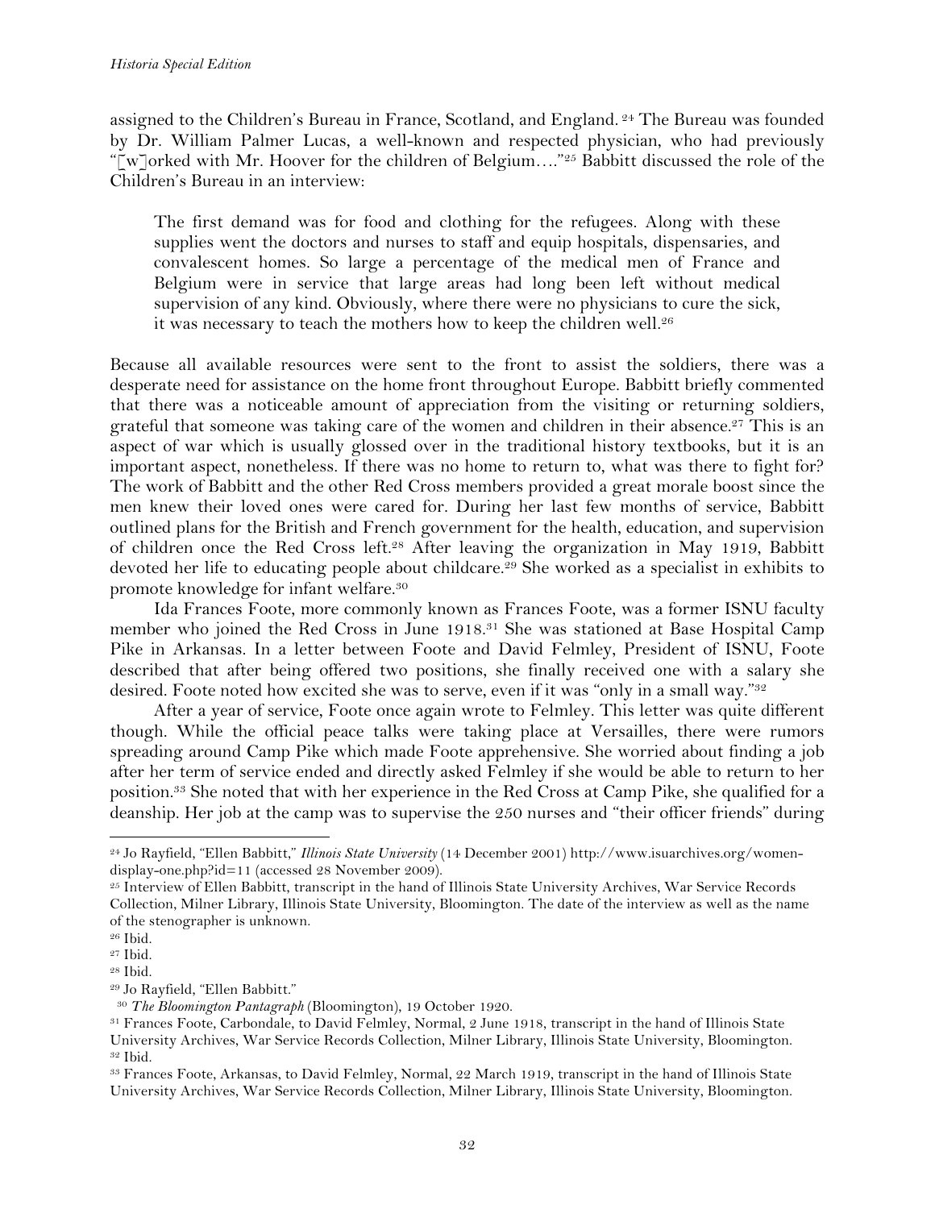assigned to the Children's Bureau in France, Scotland, and England.[24] The Bureau was founded by Dr. William Palmer Lucas, a well-known and respected physician, who had previously "[w]orked with Mr. Hoover for the children of Belgium…."[25] Babbitt discussed the role of the Children's Bureau in an interview:

> The first demand was for food and clothing for the refugees. Along with these supplies went the doctors and nurses to staff and equip hospitals, dispensaries, and convalescent homes. So large a percentage of the medical men of France and Belgium were in service that large areas had long been left without medical supervision of any kind. Obviously, where there were no physicians to cure the sick, it was necessary to teach the mothers how to keep the children well.[26]

Because all available resources were sent to the front to assist the soldiers, there was a desperate need for assistance on the home front throughout Europe. Babbitt briefly commented that there was a noticeable amount of appreciation from the visiting or returning soldiers, grateful that someone was taking care of the women and children in their absence.[27] This is an aspect of war which is usually glossed over in the traditional history textbooks, but it is an important aspect, nonetheless. If there was no home to return to, what was there to fight for? The work of Babbitt and the other Red Cross members provided a great morale boost since the men knew their loved ones were cared for. During her last few months of service, Babbitt outlined plans for the British and French government for the health, education, and supervision of children once the Red Cross left.[28] After leaving the organization in May 1919, Babbitt devoted her life to educating people about childcare.[29] She worked as a specialist in exhibits to promote knowledge for infant welfare.[30]

Ida Frances Foote, more commonly known as Frances Foote, was a former ISNU faculty member who joined the Red Cross in June 1918.[31] She was stationed at Base Hospital Camp Pike in Arkansas. In a letter between Foote and David Felmley, President of ISNU, Foote described that after being offered two positions, she finally received one with a salary she desired. Foote noted how excited she was to serve, even if it was "only in a small way."[32]

After a year of service, Foote once again wrote to Felmley. This letter was quite different though. While the official peace talks were taking place at Versailles, there were rumors spreading around Camp Pike which made Foote apprehensive. She worried about finding a job after her term of service ended and directly asked Felmley if she would be able to return to her position.[33] She noted that with her experience in the Red Cross at Camp Pike, she qualified for a deanship. Her job at the camp was to supervise the 250 nurses and "their officer friends" during

---

[24] Jo Rayfield, "Ellen Babbitt," *Illinois State University* (14 December 2001) http://www.isuarchives.org/women-display-one.php?id=11 (accessed 28 November 2009).

[25] Interview of Ellen Babbitt, transcript in the hand of Illinois State University Archives, War Service Records Collection, Milner Library, Illinois State University, Bloomington. The date of the interview as well as the name of the stenographer is unknown.

[26] Ibid.

[27] Ibid.

[28] Ibid.

[29] Jo Rayfield, "Ellen Babbitt."

[30] *The Bloomington Pantagraph* (Bloomington), 19 October 1920.

[31] Frances Foote, Carbondale, to David Felmley, Normal, 2 June 1918, transcript in the hand of Illinois State University Archives, War Service Records Collection, Milner Library, Illinois State University, Bloomington.

[32] Ibid.

[33] Frances Foote, Arkansas, to David Felmley, Normal, 22 March 1919, transcript in the hand of Illinois State University Archives, War Service Records Collection, Milner Library, Illinois State University, Bloomington.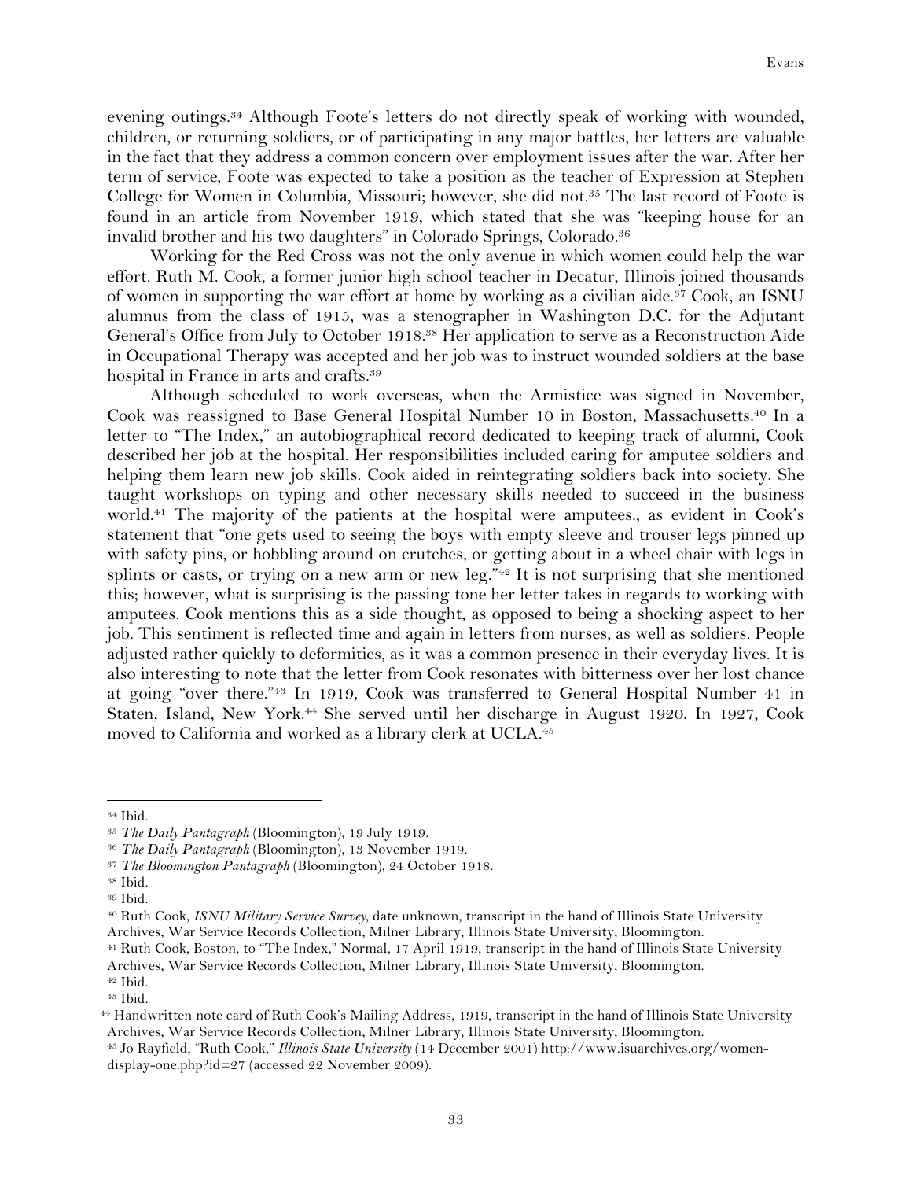evening outings.[34] Although Foote's letters do not directly speak of working with wounded, children, or returning soldiers, or of participating in any major battles, her letters are valuable in the fact that they address a common concern over employment issues after the war. After her term of service, Foote was expected to take a position as the teacher of Expression at Stephen College for Women in Columbia, Missouri; however, she did not.[35] The last record of Foote is found in an article from November 1919, which stated that she was "keeping house for an invalid brother and his two daughters" in Colorado Springs, Colorado.[36]

Working for the Red Cross was not the only avenue in which women could help the war effort. Ruth M. Cook, a former junior high school teacher in Decatur, Illinois joined thousands of women in supporting the war effort at home by working as a civilian aide.[37] Cook, an ISNU alumnus from the class of 1915, was a stenographer in Washington D.C. for the Adjutant General's Office from July to October 1918.[38] Her application to serve as a Reconstruction Aide in Occupational Therapy was accepted and her job was to instruct wounded soldiers at the base hospital in France in arts and crafts.[39]

Although scheduled to work overseas, when the Armistice was signed in November, Cook was reassigned to Base General Hospital Number 10 in Boston, Massachusetts.[40] In a letter to "The Index," an autobiographical record dedicated to keeping track of alumni, Cook described her job at the hospital. Her responsibilities included caring for amputee soldiers and helping them learn new job skills. Cook aided in reintegrating soldiers back into society. She taught workshops on typing and other necessary skills needed to succeed in the business world.[41] The majority of the patients at the hospital were amputees., as evident in Cook's statement that "one gets used to seeing the boys with empty sleeve and trouser legs pinned up with safety pins, or hobbling around on crutches, or getting about in a wheel chair with legs in splints or casts, or trying on a new arm or new leg."[42] It is not surprising that she mentioned this; however, what is surprising is the passing tone her letter takes in regards to working with amputees. Cook mentions this as a side thought, as opposed to being a shocking aspect to her job. This sentiment is reflected time and again in letters from nurses, as well as soldiers. People adjusted rather quickly to deformities, as it was a common presence in their everyday lives. It is also interesting to note that the letter from Cook resonates with bitterness over her lost chance at going "over there."[43] In 1919, Cook was transferred to General Hospital Number 41 in Staten, Island, New York.[44] She served until her discharge in August 1920. In 1927, Cook moved to California and worked as a library clerk at UCLA.[45]

---

[34] Ibid.

[35] *The Daily Pantagraph* (Bloomington), 19 July 1919.

[36] *The Daily Pantagraph* (Bloomington), 13 November 1919.

[37] *The Bloomington Pantagraph* (Bloomington), 24 October 1918.

[38] Ibid.

[39] Ibid.

[40] Ruth Cook, *ISNU Military Service Survey*, date unknown, transcript in the hand of Illinois State University Archives, War Service Records Collection, Milner Library, Illinois State University, Bloomington.

[41] Ruth Cook, Boston, to "The Index," Normal, 17 April 1919, transcript in the hand of Illinois State University Archives, War Service Records Collection, Milner Library, Illinois State University, Bloomington.

[42] Ibid.

[43] Ibid.

[44] Handwritten note card of Ruth Cook's Mailing Address, 1919, transcript in the hand of Illinois State University Archives, War Service Records Collection, Milner Library, Illinois State University, Bloomington.

[45] Jo Rayfield, "Ruth Cook," *Illinois State University* (14 December 2001) http://www.isuarchives.org/women-display-one.php?id=27 (accessed 22 November 2009).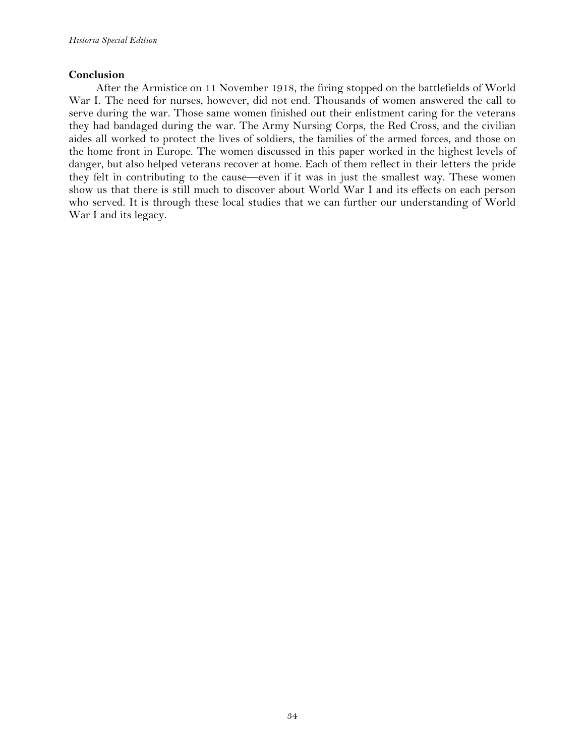## Conclusion

After the Armistice on 11 November 1918, the firing stopped on the battlefields of World War I. The need for nurses, however, did not end. Thousands of women answered the call to serve during the war. Those same women finished out their enlistment caring for the veterans they had bandaged during the war. The Army Nursing Corps, the Red Cross, and the civilian aides all worked to protect the lives of soldiers, the families of the armed forces, and those on the home front in Europe. The women discussed in this paper worked in the highest levels of danger, but also helped veterans recover at home. Each of them reflect in their letters the pride they felt in contributing to the cause—even if it was in just the smallest way. These women show us that there is still much to discover about World War I and its effects on each person who served. It is through these local studies that we can further our understanding of World War I and its legacy.